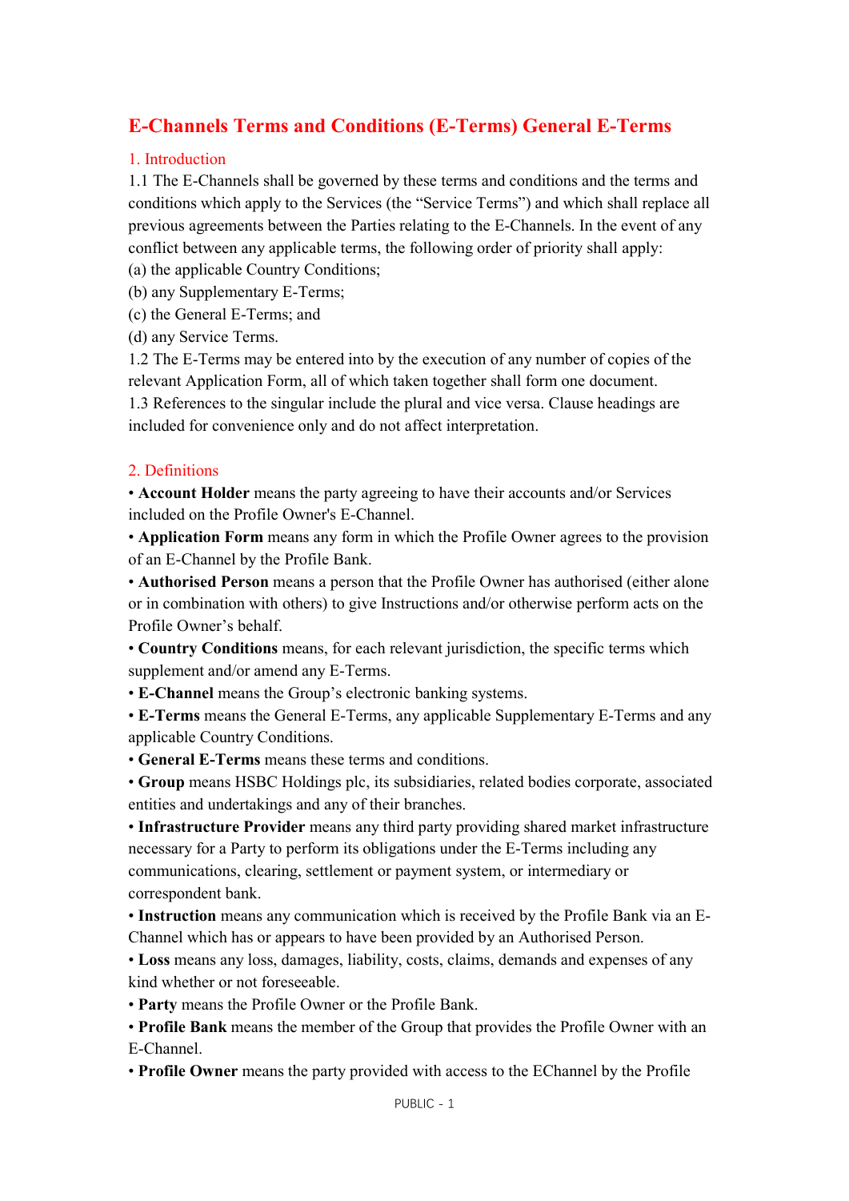# E-Channels Terms and Conditions (E-Terms) General E-Terms

## 1. Introduction

1.1 The E-Channels shall be governed by these terms and conditions and the terms and conditions which apply to the Services (the "Service Terms") and which shall replace all previous agreements between the Parties relating to the E-Channels. In the event of any conflict between any applicable terms, the following order of priority shall apply:

(a) the applicable Country Conditions;

(b) any Supplementary E-Terms;

(c) the General E-Terms; and

(d) any Service Terms.

1.2 The E-Terms may be entered into by the execution of any number of copies of the relevant Application Form, all of which taken together shall form one document.

1.3 References to the singular include the plural and vice versa. Clause headings are included for convenience only and do not affect interpretation.

## 2. Definitions

- **Account Holder** means the party agreeing to have their accounts and/or Services included on the Profile Owner's E-Channel.
- **Application Form** means any form in which the Profile Owner agrees to the provision of an E-Channel by the Profile Bank.
- **Authorised Person** means a person that the Profile Owner has authorised (either alone or in combination with others) to give Instructions and/or otherwise perform acts on the Profile Owner's behalf.
- **Country Conditions** means, for each relevant jurisdiction, the specific terms which supplement and/or amend any E-Terms.
- **E-Channel** means the Group's electronic banking systems.
- **E-Terms** means the General E-Terms, any applicable Supplementary E-Terms and any applicable Country Conditions.
- **General E-Terms** means these terms and conditions.
- **Group** means HSBC Holdings plc, its subsidiaries, related bodies corporate, associated entities and undertakings and any of their branches.
- **Infrastructure Provider** means any third party providing shared market infrastructure necessary for a Party to perform its obligations under the E-Terms including any communications, clearing, settlement or payment system, or intermediary or correspondent bank.
- **Instruction** means any communication which is received by the Profile Bank via an E-Channel which has or appears to have been provided by an Authorised Person.
- **Loss** means any loss, damages, liability, costs, claims, demands and expenses of any kind whether or not foreseeable.
- **Party** means the Profile Owner or the Profile Bank.
- **Profile Bank** means the member of the Group that provides the Profile Owner with an E-Channel.
- **Profile Owner** means the party provided with access to the EChannel by the Profile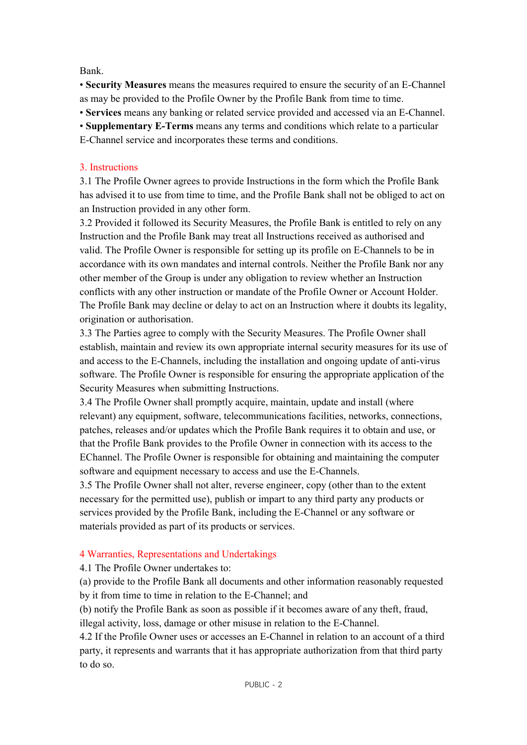Bank.

- **Security Measures** means the measures required to ensure the security of an E-Channel as may be provided to the Profile Owner by the Profile Bank from time to time.
- **Services** means any banking or related service provided and accessed via an E-Channel.
- **Supplementary E-Terms** means any terms and conditions which relate to a particular E-Channel service and incorporates these terms and conditions.

## 3. Instructions

3.1 The Profile Owner agrees to provide Instructions in the form which the Profile Bank has advised it to use from time to time, and the Profile Bank shall not be obliged to act on an Instruction provided in any other form.

3.2 Provided it followed its Security Measures, the Profile Bank is entitled to rely on any Instruction and the Profile Bank may treat all Instructions received as authorised and valid. The Profile Owner is responsible for setting up its profile on E-Channels to be in accordance with its own mandates and internal controls. Neither the Profile Bank nor any other member of the Group is under any obligation to review whether an Instruction conflicts with any other instruction or mandate of the Profile Owner or Account Holder. The Profile Bank may decline or delay to act on an Instruction where it doubts its legality, origination or authorisation.

3.3 The Parties agree to comply with the Security Measures. The Profile Owner shall establish, maintain and review its own appropriate internal security measures for its use of and access to the E-Channels, including the installation and ongoing update of anti-virus software. The Profile Owner is responsible for ensuring the appropriate application of the Security Measures when submitting Instructions.

3.4 The Profile Owner shall promptly acquire, maintain, update and install (where relevant) any equipment, software, telecommunications facilities, networks, connections, patches, releases and/or updates which the Profile Bank requires it to obtain and use, or that the Profile Bank provides to the Profile Owner in connection with its access to the EChannel. The Profile Owner is responsible for obtaining and maintaining the computer software and equipment necessary to access and use the E-Channels.

3.5 The Profile Owner shall not alter, reverse engineer, copy (other than to the extent necessary for the permitted use), publish or impart to any third party any products or services provided by the Profile Bank, including the E-Channel or any software or materials provided as part of its products or services.

## 4 Warranties, Representations and Undertakings

4.1 The Profile Owner undertakes to:

(a) provide to the Profile Bank all documents and other information reasonably requested by it from time to time in relation to the E-Channel; and

(b) notify the Profile Bank as soon as possible if it becomes aware of any theft, fraud, illegal activity, loss, damage or other misuse in relation to the E-Channel.

4.2 If the Profile Owner uses or accesses an E-Channel in relation to an account of a third party, it represents and warrants that it has appropriate authorization from that third party to do so.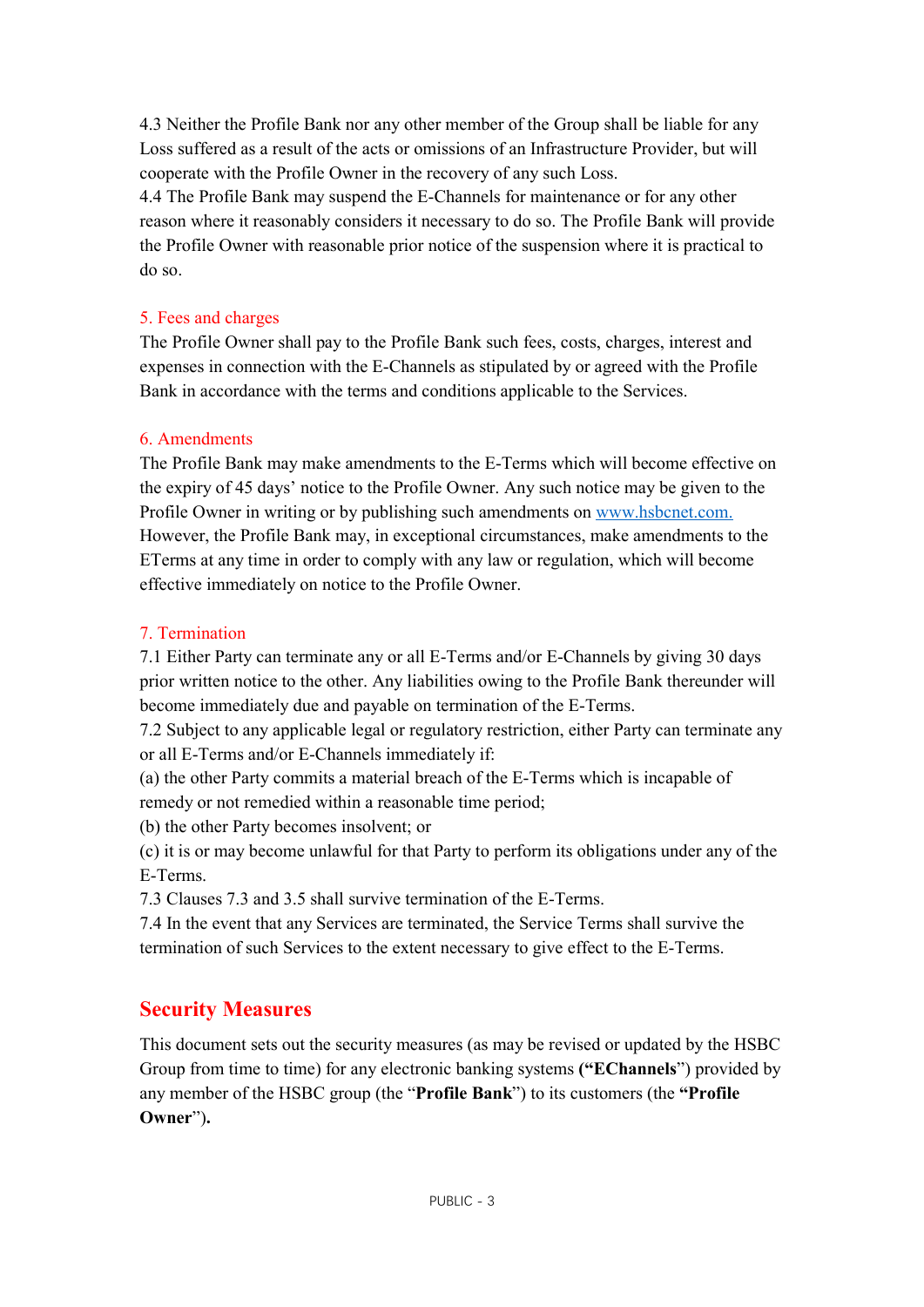4.3 Neither the Profile Bank nor any other member of the Group shall be liable for any Loss suffered as a result of the acts or omissions of an Infrastructure Provider, but will cooperate with the Profile Owner in the recovery of any such Loss.

4.4 The Profile Bank may suspend the E-Channels for maintenance or for any other reason where it reasonably considers it necessary to do so. The Profile Bank will provide the Profile Owner with reasonable prior notice of the suspension where it is practical to do so.

### 5. Fees and charges

The Profile Owner shall pay to the Profile Bank such fees, costs, charges, interest and expenses in connection with the E-Channels as stipulated by or agreed with the Profile Bank in accordance with the terms and conditions applicable to the Services.

### 6. Amendments

The Profile Bank may make amendments to the E-Terms which will become effective on the expiry of 45 days' notice to the Profile Owner. Any such notice may be given to the Profile Owner in writing or by publishing such amendments on [www.hsbcnet.com.](http://www.hsbcnet.com) However, the Profile Bank may, in exceptional circumstances, make amendments to the ETerms at any time in order to comply with any law or regulation, which will become effective immediately on notice to the Profile Owner.

### 7. Termination

7.1 Either Party can terminate any or all E-Terms and/or E-Channels by giving 30 days prior written notice to the other. Any liabilities owing to the Profile Bank thereunder will become immediately due and payable on termination of the E-Terms.

7.2 Subject to any applicable legal or regulatory restriction, either Party can terminate any or all E-Terms and/or E-Channels immediately if:

(a) the other Party commits a material breach of the E-Terms which is incapable of remedy or not remedied within a reasonable time period;

(b) the other Party becomes insolvent; or

(c) it is or may become unlawful for that Party to perform its obligations under any of the E-Terms.

7.3 Clauses 7.3 and 3.5 shall survive termination of the E-Terms.

7.4 In the event that any Services are terminated, the Service Terms shall survive the termination of such Services to the extent necessary to give effect to the E-Terms.

## Security Measures

This document sets out the security measures (as may be revised or updated by the HSBC Group from time to time) for any electronic banking systems **("EChannels")** provided by any member of the HSBC group (the "**Profile Bank**") to its customers (the **"Profile Owner").**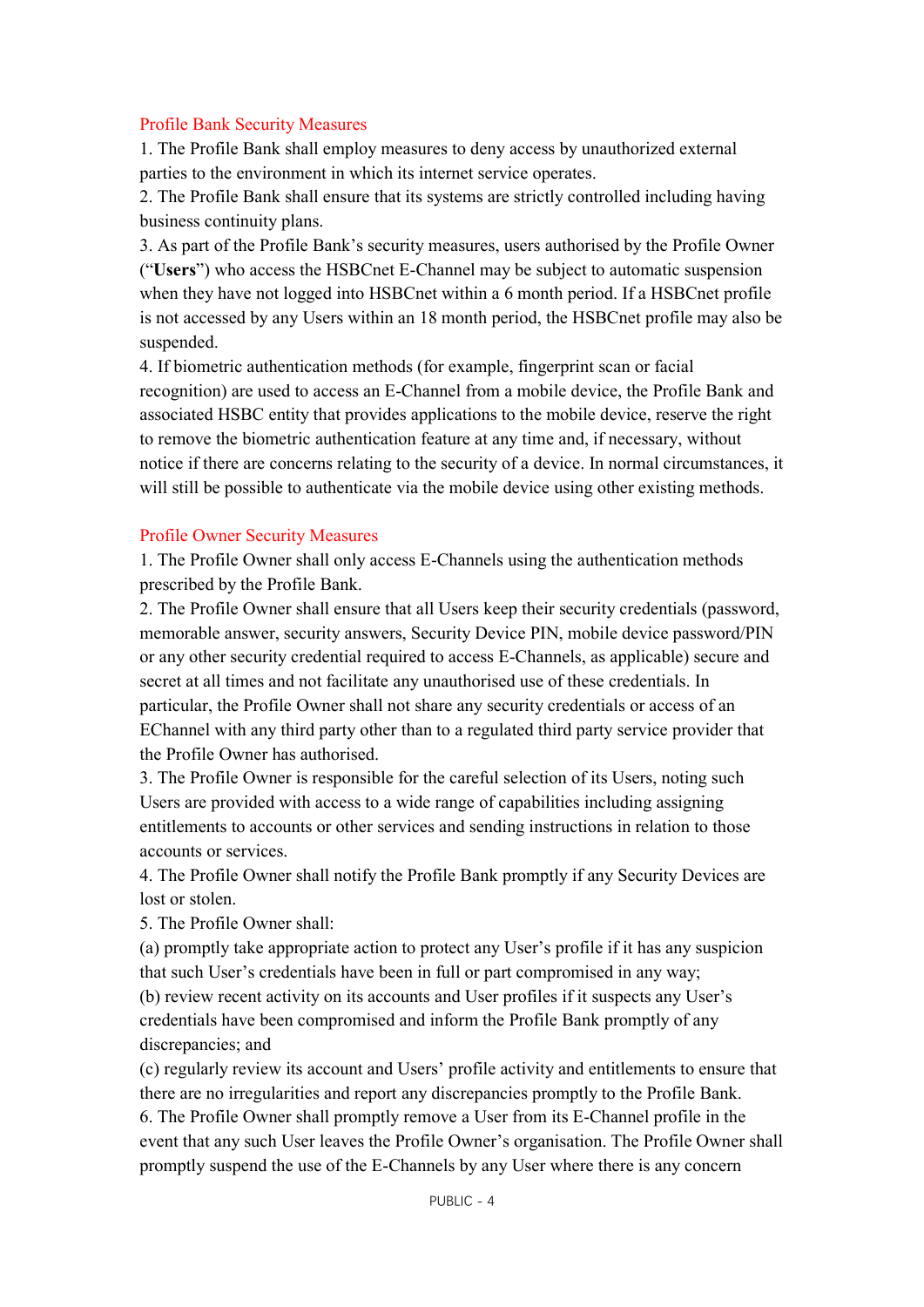## Profile Bank Security Measures

1. The Profile Bank shall employ measures to deny access by unauthorized external parties to the environment in which its internet service operates.
2. The Profile Bank shall ensure that its systems are strictly controlled including having business continuity plans.
3. As part of the Profile Bank's security measures, users authorised by the Profile Owner ("**Users**") who access the HSBCnet E-Channel may be subject to automatic suspension when they have not logged into HSBCnet within a 6 month period. If a HSBCnet profile is not accessed by any Users within an 18 month period, the HSBCnet profile may also be suspended.
4. If biometric authentication methods (for example, fingerprint scan or facial recognition) are used to access an E-Channel from a mobile device, the Profile Bank and associated HSBC entity that provides applications to the mobile device, reserve the right to remove the biometric authentication feature at any time and, if necessary, without notice if there are concerns relating to the security of a device. In normal circumstances, it will still be possible to authenticate via the mobile device using other existing methods.

## Profile Owner Security Measures

1. The Profile Owner shall only access E-Channels using the authentication methods prescribed by the Profile Bank.
2. The Profile Owner shall ensure that all Users keep their security credentials (password, memorable answer, security answers, Security Device PIN, mobile device password/PIN or any other security credential required to access E-Channels, as applicable) secure and secret at all times and not facilitate any unauthorised use of these credentials. In particular, the Profile Owner shall not share any security credentials or access of an EChannel with any third party other than to a regulated third party service provider that the Profile Owner has authorised.
3. The Profile Owner is responsible for the careful selection of its Users, noting such Users are provided with access to a wide range of capabilities including assigning entitlements to accounts or other services and sending instructions in relation to those accounts or services.
4. The Profile Owner shall notify the Profile Bank promptly if any Security Devices are lost or stolen.
5. The Profile Owner shall:

(a) promptly take appropriate action to protect any User's profile if it has any suspicion that such User's credentials have been in full or part compromised in any way;

(b) review recent activity on its accounts and User profiles if it suspects any User's credentials have been compromised and inform the Profile Bank promptly of any discrepancies; and

(c) regularly review its account and Users' profile activity and entitlements to ensure that there are no irregularities and report any discrepancies promptly to the Profile Bank.

6. The Profile Owner shall promptly remove a User from its E-Channel profile in the event that any such User leaves the Profile Owner's organisation. The Profile Owner shall promptly suspend the use of the E-Channels by any User where there is any concern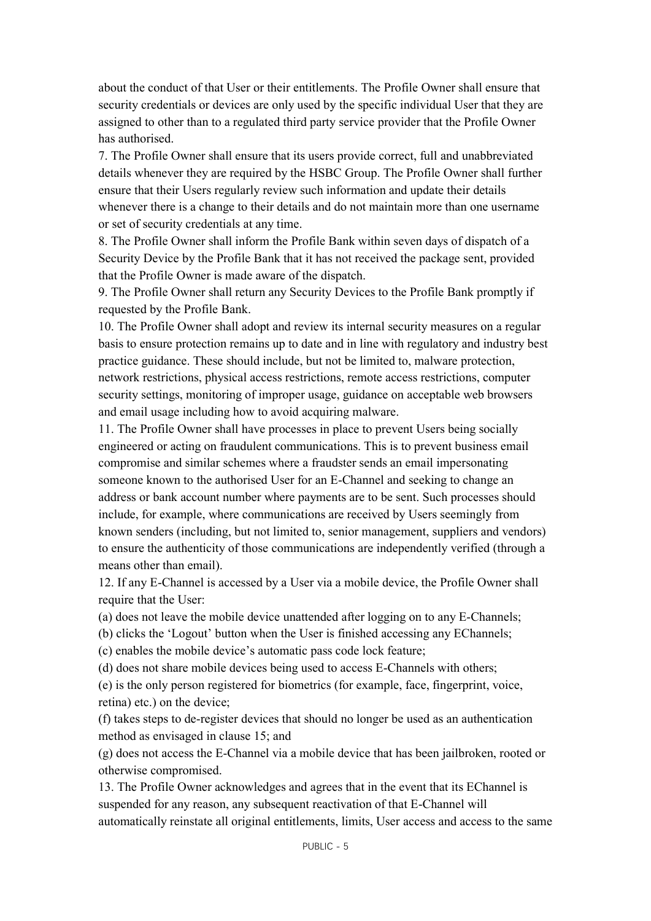about the conduct of that User or their entitlements. The Profile Owner shall ensure that security credentials or devices are only used by the specific individual User that they are assigned to other than to a regulated third party service provider that the Profile Owner has authorised.

7. The Profile Owner shall ensure that its users provide correct, full and unabbreviated details whenever they are required by the HSBC Group. The Profile Owner shall further ensure that their Users regularly review such information and update their details whenever there is a change to their details and do not maintain more than one username or set of security credentials at any time.

8. The Profile Owner shall inform the Profile Bank within seven days of dispatch of a Security Device by the Profile Bank that it has not received the package sent, provided that the Profile Owner is made aware of the dispatch.

9. The Profile Owner shall return any Security Devices to the Profile Bank promptly if requested by the Profile Bank.

10. The Profile Owner shall adopt and review its internal security measures on a regular basis to ensure protection remains up to date and in line with regulatory and industry best practice guidance. These should include, but not be limited to, malware protection, network restrictions, physical access restrictions, remote access restrictions, computer security settings, monitoring of improper usage, guidance on acceptable web browsers and email usage including how to avoid acquiring malware.

11. The Profile Owner shall have processes in place to prevent Users being socially engineered or acting on fraudulent communications. This is to prevent business email compromise and similar schemes where a fraudster sends an email impersonating someone known to the authorised User for an E-Channel and seeking to change an address or bank account number where payments are to be sent. Such processes should include, for example, where communications are received by Users seemingly from known senders (including, but not limited to, senior management, suppliers and vendors) to ensure the authenticity of those communications are independently verified (through a means other than email).

12. If any E-Channel is accessed by a User via a mobile device, the Profile Owner shall require that the User:

(a) does not leave the mobile device unattended after logging on to any E-Channels;

(b) clicks the 'Logout' button when the User is finished accessing any EChannels;

(c) enables the mobile device's automatic pass code lock feature;

(d) does not share mobile devices being used to access E-Channels with others;

(e) is the only person registered for biometrics (for example, face, fingerprint, voice, retina) etc.) on the device;

(f) takes steps to de-register devices that should no longer be used as an authentication method as envisaged in clause 15; and

(g) does not access the E-Channel via a mobile device that has been jailbroken, rooted or otherwise compromised.

13. The Profile Owner acknowledges and agrees that in the event that its EChannel is suspended for any reason, any subsequent reactivation of that E-Channel will automatically reinstate all original entitlements, limits, User access and access to the same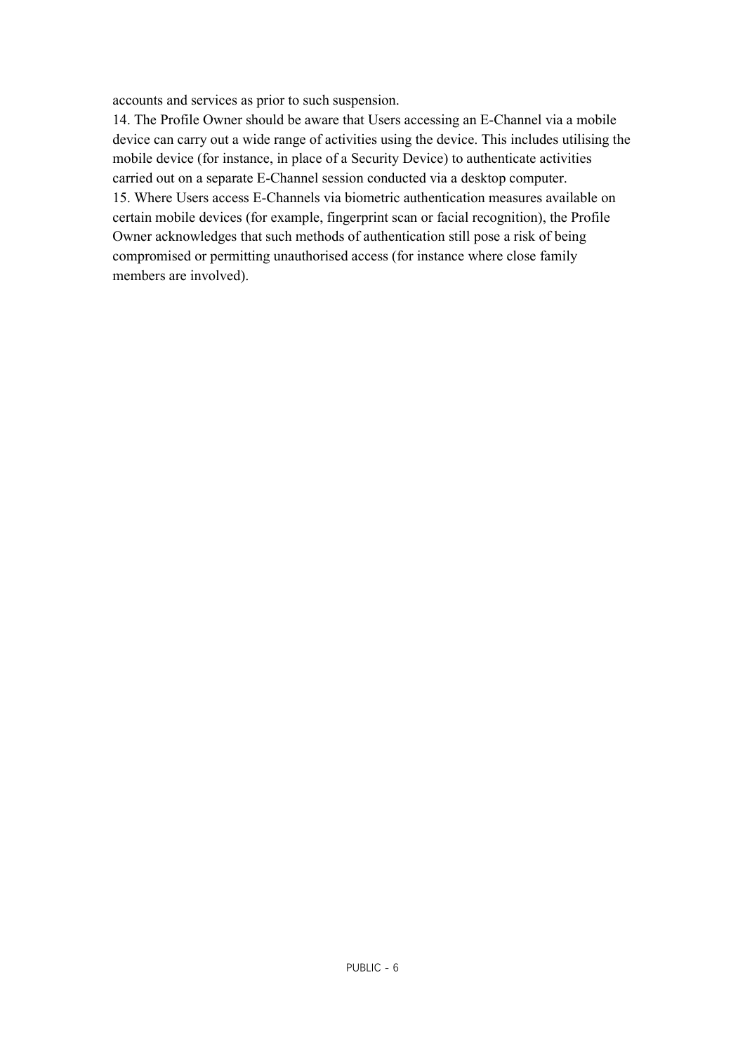accounts and services as prior to such suspension.

14. The Profile Owner should be aware that Users accessing an E-Channel via a mobile device can carry out a wide range of activities using the device. This includes utilising the mobile device (for instance, in place of a Security Device) to authenticate activities carried out on a separate E-Channel session conducted via a desktop computer.

15. Where Users access E-Channels via biometric authentication measures available on certain mobile devices (for example, fingerprint scan or facial recognition), the Profile Owner acknowledges that such methods of authentication still pose a risk of being compromised or permitting unauthorised access (for instance where close family members are involved).